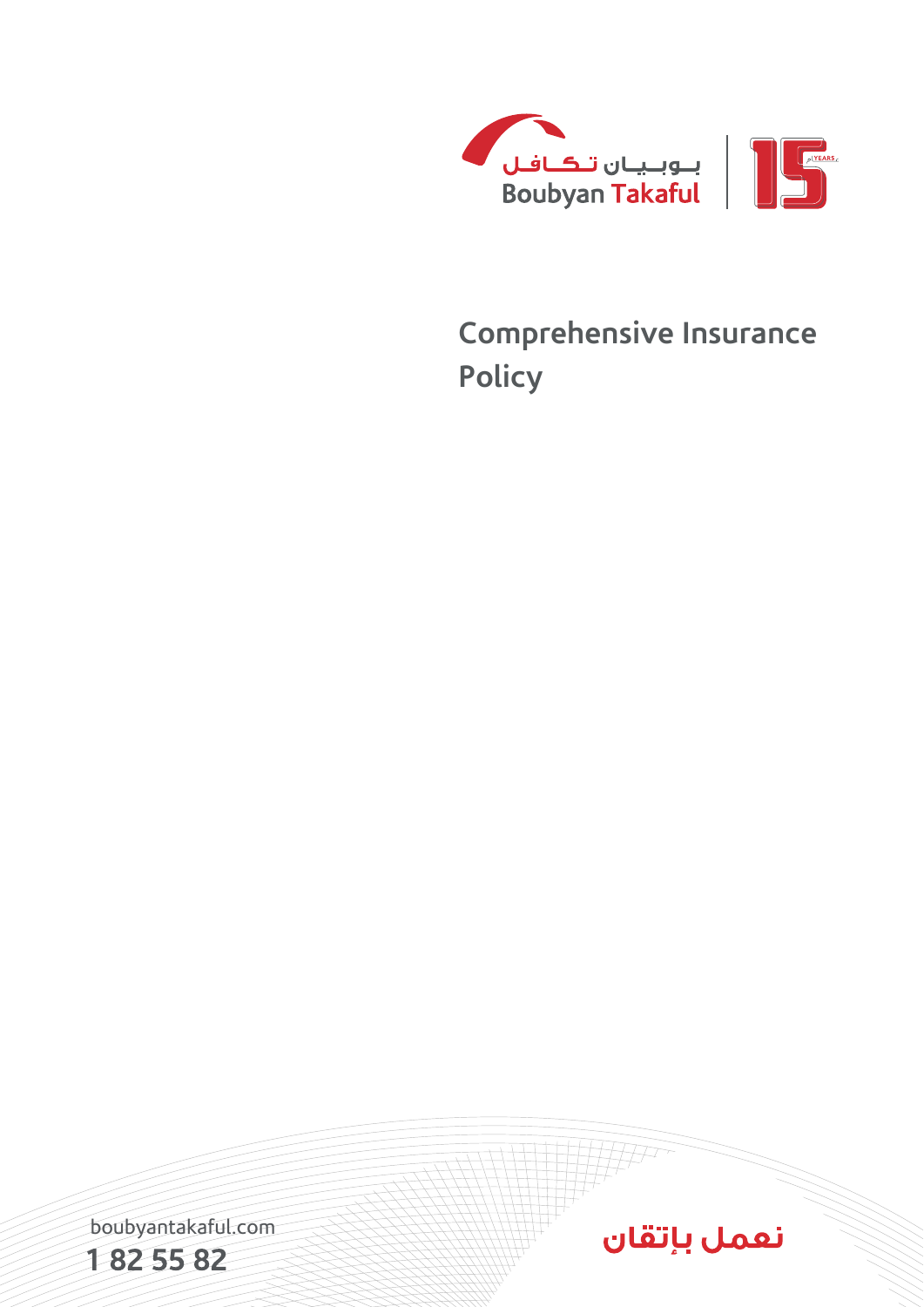بـوبـيـان تـكـافـل
Boubyan Takaful

15 YEARS عام

# Comprehensive Insurance Policy

boubyantakaful.com

1 82 55 82

نعمل بإتقان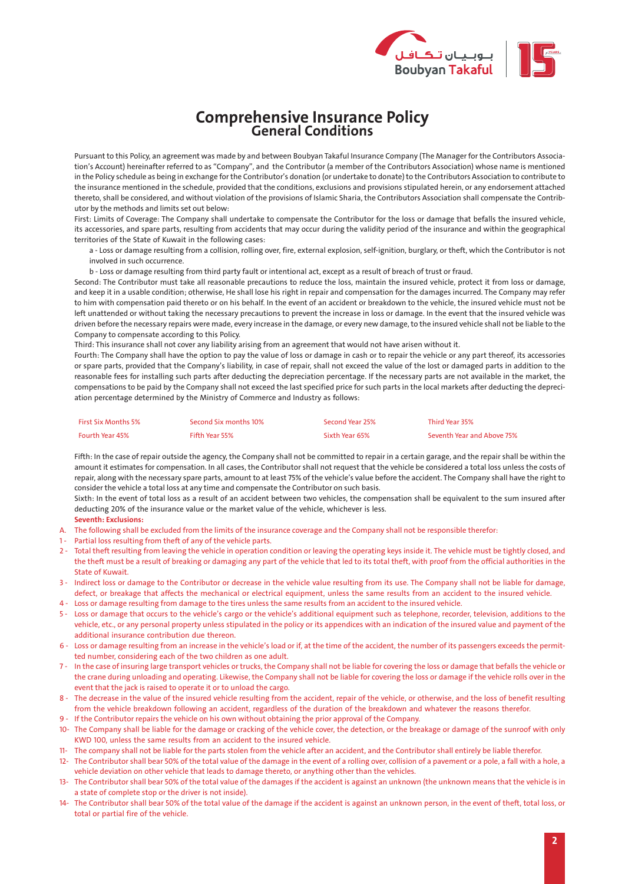# Comprehensive Insurance Policy
## General Conditions

Pursuant to this Policy, an agreement was made by and between Boubyan Takaful Insurance Company (The Manager for the Contributors Association's Account) hereinafter referred to as "Company", and the Contributor (a member of the Contributors Association) whose name is mentioned in the Policy schedule as being in exchange for the Contributor's donation (or undertake to donate) to the Contributors Association to contribute to the insurance mentioned in the schedule, provided that the conditions, exclusions and provisions stipulated herein, or any endorsement attached thereto, shall be considered, and without violation of the provisions of Islamic Sharia, the Contributors Association shall compensate the Contributor by the methods and limits set out below:

First: Limits of Coverage: The Company shall undertake to compensate the Contributor for the loss or damage that befalls the insured vehicle, its accessories, and spare parts, resulting from accidents that may occur during the validity period of the insurance and within the geographical territories of the State of Kuwait in the following cases:

a - Loss or damage resulting from a collision, rolling over, fire, external explosion, self-ignition, burglary, or theft, which the Contributor is not involved in such occurrence.

b - Loss or damage resulting from third party fault or intentional act, except as a result of breach of trust or fraud.

Second: The Contributor must take all reasonable precautions to reduce the loss, maintain the insured vehicle, protect it from loss or damage, and keep it in a usable condition; otherwise, He shall lose his right in repair and compensation for the damages incurred. The Company may refer to him with compensation paid thereto or on his behalf. In the event of an accident or breakdown to the vehicle, the insured vehicle must not be left unattended or without taking the necessary precautions to prevent the increase in loss or damage. In the event that the insured vehicle was driven before the necessary repairs were made, every increase in the damage, or every new damage, to the insured vehicle shall not be liable to the Company to compensate according to this Policy.

Third: This insurance shall not cover any liability arising from an agreement that would not have arisen without it.

Fourth: The Company shall have the option to pay the value of loss or damage in cash or to repair the vehicle or any part thereof, its accessories or spare parts, provided that the Company's liability, in case of repair, shall not exceed the value of the lost or damaged parts in addition to the reasonable fees for installing such parts after deducting the depreciation percentage. If the necessary parts are not available in the market, the compensations to be paid by the Company shall not exceed the last specified price for such parts in the local markets after deducting the depreciation percentage determined by the Ministry of Commerce and Industry as follows:

| | | | |
|---|---|---|---|
| First Six Months 5% | Second Six months 10% | Second Year 25% | Third Year 35% |
| Fourth Year 45% | Fifth Year 55% | Sixth Year 65% | Seventh Year and Above 75% |

Fifth: In the case of repair outside the agency, the Company shall not be committed to repair in a certain garage, and the repair shall be within the amount it estimates for compensation. In all cases, the Contributor shall not request that the vehicle be considered a total loss unless the costs of repair, along with the necessary spare parts, amount to at least 75% of the vehicle's value before the accident. The Company shall have the right to consider the vehicle a total loss at any time and compensate the Contributor on such basis.

Sixth: In the event of total loss as a result of an accident between two vehicles, the compensation shall be equivalent to the sum insured after deducting 20% of the insurance value or the market value of the vehicle, whichever is less.

**Seventh: Exclusions:**

A. The following shall be excluded from the limits of the insurance coverage and the Company shall not be responsible therefor:

1 - Partial loss resulting from theft of any of the vehicle parts.

2 - Total theft resulting from leaving the vehicle in operation condition or leaving the operating keys inside it. The vehicle must be tightly closed, and the theft must be a result of breaking or damaging any part of the vehicle that led to its total theft, with proof from the official authorities in the State of Kuwait.

3 - Indirect loss or damage to the Contributor or decrease in the vehicle value resulting from its use. The Company shall not be liable for damage, defect, or breakage that affects the mechanical or electrical equipment, unless the same results from an accident to the insured vehicle.

4 - Loss or damage resulting from damage to the tires unless the same results from an accident to the insured vehicle.

5 - Loss or damage that occurs to the vehicle's cargo or the vehicle's additional equipment such as telephone, recorder, television, additions to the vehicle, etc., or any personal property unless stipulated in the policy or its appendices with an indication of the insured value and payment of the additional insurance contribution due thereon.

6 - Loss or damage resulting from an increase in the vehicle's load or if, at the time of the accident, the number of its passengers exceeds the permitted number, considering each of the two children as one adult.

7 - In the case of insuring large transport vehicles or trucks, the Company shall not be liable for covering the loss or damage that befalls the vehicle or the crane during unloading and operating. Likewise, the Company shall not be liable for covering the loss or damage if the vehicle rolls over in the event that the jack is raised to operate it or to unload the cargo.

8 - The decrease in the value of the insured vehicle resulting from the accident, repair of the vehicle, or otherwise, and the loss of benefit resulting from the vehicle breakdown following an accident, regardless of the duration of the breakdown and whatever the reasons therefor.

9 - If the Contributor repairs the vehicle on his own without obtaining the prior approval of the Company.

10- The Company shall be liable for the damage or cracking of the vehicle cover, the detection, or the breakage or damage of the sunroof with only KWD 100, unless the same results from an accident to the insured vehicle.

11- The company shall not be liable for the parts stolen from the vehicle after an accident, and the Contributor shall entirely be liable therefor.

12- The Contributor shall bear 50% of the total value of the damage in the event of a rolling over, collision of a pavement or a pole, a fall with a hole, a vehicle deviation on other vehicle that leads to damage thereto, or anything other than the vehicles.

13- The Contributor shall bear 50% of the total value of the damages if the accident is against an unknown (the unknown means that the vehicle is in a state of complete stop or the driver is not inside).

14- The Contributor shall bear 50% of the total value of the damage if the accident is against an unknown person, in the event of theft, total loss, or total or partial fire of the vehicle.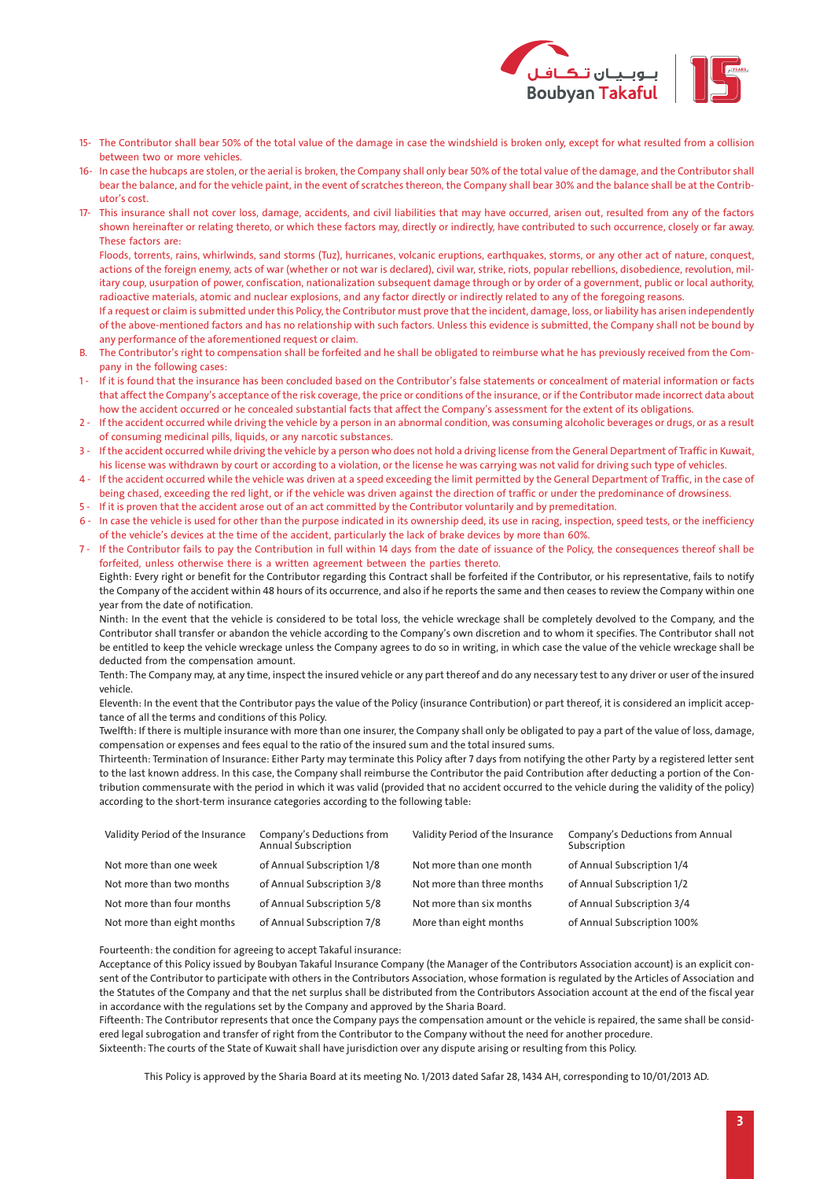15- The Contributor shall bear 50% of the total value of the damage in case the windshield is broken only, except for what resulted from a collision between two or more vehicles.

16- In case the hubcaps are stolen, or the aerial is broken, the Company shall only bear 50% of the total value of the damage, and the Contributor shall bear the balance, and for the vehicle paint, in the event of scratches thereon, the Company shall bear 30% and the balance shall be at the Contributor's cost.

17- This insurance shall not cover loss, damage, accidents, and civil liabilities that may have occurred, arisen out, resulted from any of the factors shown hereinafter or relating thereto, or which these factors may, directly or indirectly, have contributed to such occurrence, closely or far away. These factors are:

Floods, torrents, rains, whirlwinds, sand storms (Tuz), hurricanes, volcanic eruptions, earthquakes, storms, or any other act of nature, conquest, actions of the foreign enemy, acts of war (whether or not war is declared), civil war, strike, riots, popular rebellions, disobedience, revolution, military coup, usurpation of power, confiscation, nationalization subsequent damage through or by order of a government, public or local authority, radioactive materials, atomic and nuclear explosions, and any factor directly or indirectly related to any of the foregoing reasons.

If a request or claim is submitted under this Policy, the Contributor must prove that the incident, damage, loss, or liability has arisen independently of the above-mentioned factors and has no relationship with such factors. Unless this evidence is submitted, the Company shall not be bound by any performance of the aforementioned request or claim.

B. The Contributor's right to compensation shall be forfeited and he shall be obligated to reimburse what he has previously received from the Company in the following cases:

1 - If it is found that the insurance has been concluded based on the Contributor's false statements or concealment of material information or facts that affect the Company's acceptance of the risk coverage, the price or conditions of the insurance, or if the Contributor made incorrect data about how the accident occurred or he concealed substantial facts that affect the Company's assessment for the extent of its obligations.

2 - If the accident occurred while driving the vehicle by a person in an abnormal condition, was consuming alcoholic beverages or drugs, or as a result of consuming medicinal pills, liquids, or any narcotic substances.

3 - If the accident occurred while driving the vehicle by a person who does not hold a driving license from the General Department of Traffic in Kuwait, his license was withdrawn by court or according to a violation, or the license he was carrying was not valid for driving such type of vehicles.

4 - If the accident occurred while the vehicle was driven at a speed exceeding the limit permitted by the General Department of Traffic, in the case of being chased, exceeding the red light, or if the vehicle was driven against the direction of traffic or under the predominance of drowsiness.

5 - If it is proven that the accident arose out of an act committed by the Contributor voluntarily and by premeditation.

6 - In case the vehicle is used for other than the purpose indicated in its ownership deed, its use in racing, inspection, speed tests, or the inefficiency of the vehicle's devices at the time of the accident, particularly the lack of brake devices by more than 60%.

7 - If the Contributor fails to pay the Contribution in full within 14 days from the date of issuance of the Policy, the consequences thereof shall be forfeited, unless otherwise there is a written agreement between the parties thereto.

Eighth: Every right or benefit for the Contributor regarding this Contract shall be forfeited if the Contributor, or his representative, fails to notify the Company of the accident within 48 hours of its occurrence, and also if he reports the same and then ceases to review the Company within one year from the date of notification.

Ninth: In the event that the vehicle is considered to be total loss, the vehicle wreckage shall be completely devolved to the Company, and the Contributor shall transfer or abandon the vehicle according to the Company's own discretion and to whom it specifies. The Contributor shall not be entitled to keep the vehicle wreckage unless the Company agrees to do so in writing, in which case the value of the vehicle wreckage shall be deducted from the compensation amount.

Tenth: The Company may, at any time, inspect the insured vehicle or any part thereof and do any necessary test to any driver or user of the insured vehicle.

Eleventh: In the event that the Contributor pays the value of the Policy (insurance Contribution) or part thereof, it is considered an implicit acceptance of all the terms and conditions of this Policy.

Twelfth: If there is multiple insurance with more than one insurer, the Company shall only be obligated to pay a part of the value of loss, damage, compensation or expenses and fees equal to the ratio of the insured sum and the total insured sums.

Thirteenth: Termination of Insurance: Either Party may terminate this Policy after 7 days from notifying the other Party by a registered letter sent to the last known address. In this case, the Company shall reimburse the Contributor the paid Contribution after deducting a portion of the Contribution commensurate with the period in which it was valid (provided that no accident occurred to the vehicle during the validity of the policy) according to the short-term insurance categories according to the following table:

| Validity Period of the Insurance | Company's Deductions from Annual Subscription | Validity Period of the Insurance | Company's Deductions from Annual Subscription |
|---|---|---|---|
| Not more than one week | of Annual Subscription 1/8 | Not more than one month | of Annual Subscription 1/4 |
| Not more than two months | of Annual Subscription 3/8 | Not more than three months | of Annual Subscription 1/2 |
| Not more than four months | of Annual Subscription 5/8 | Not more than six months | of Annual Subscription 3/4 |
| Not more than eight months | of Annual Subscription 7/8 | More than eight months | of Annual Subscription 100% |

Fourteenth: the condition for agreeing to accept Takaful insurance:

Acceptance of this Policy issued by Boubyan Takaful Insurance Company (the Manager of the Contributors Association account) is an explicit consent of the Contributor to participate with others in the Contributors Association, whose formation is regulated by the Articles of Association and the Statutes of the Company and that the net surplus shall be distributed from the Contributors Association account at the end of the fiscal year in accordance with the regulations set by the Company and approved by the Sharia Board.

Fifteenth: The Contributor represents that once the Company pays the compensation amount or the vehicle is repaired, the same shall be considered legal subrogation and transfer of right from the Contributor to the Company without the need for another procedure.

Sixteenth: The courts of the State of Kuwait shall have jurisdiction over any dispute arising or resulting from this Policy.

This Policy is approved by the Sharia Board at its meeting No. 1/2013 dated Safar 28, 1434 AH, corresponding to 10/01/2013 AD.